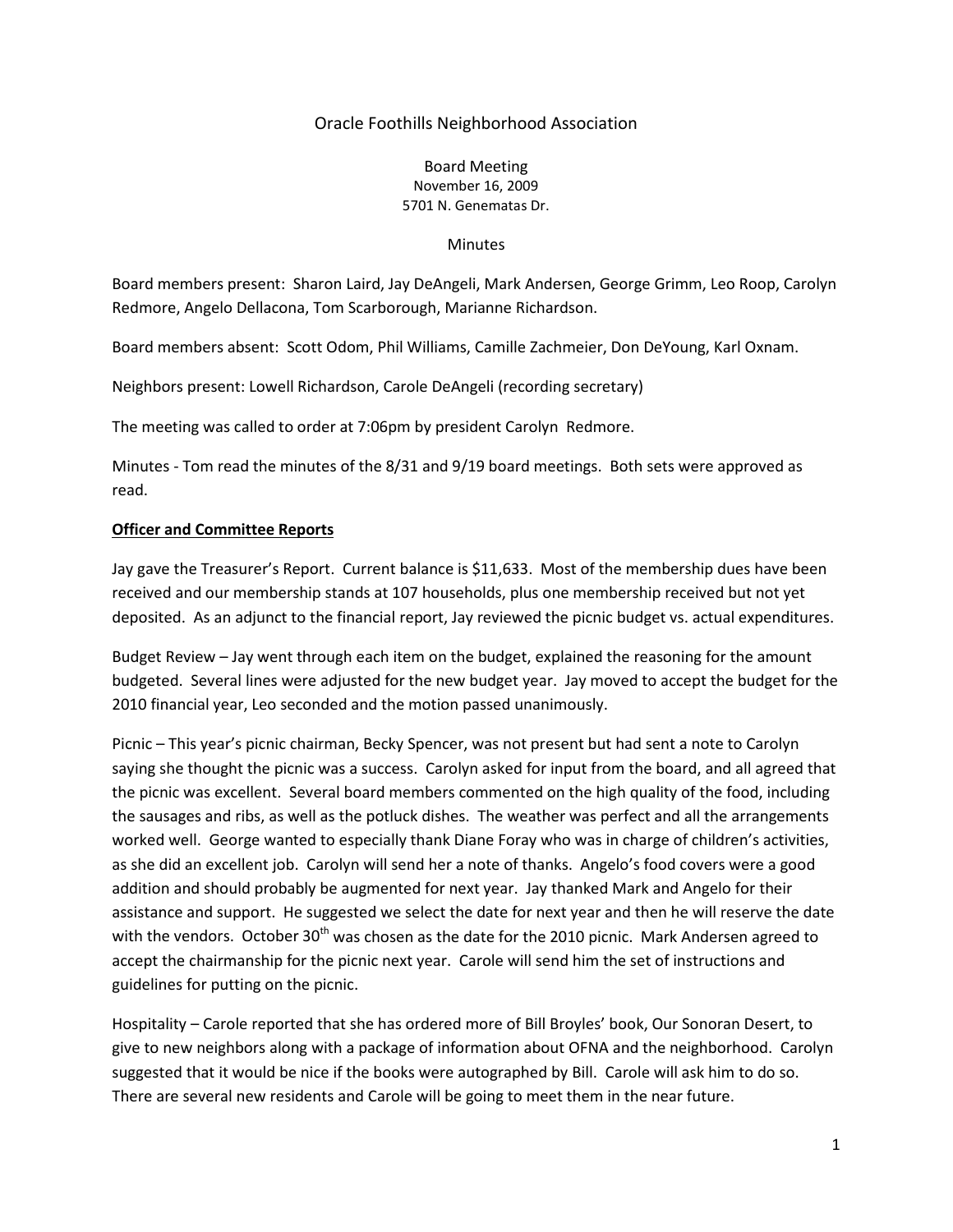# Oracle Foothills Neighborhood Association

Board Meeting
November 16, 2009
5701 N. Genematas Dr.

Minutes

Board members present: Sharon Laird, Jay DeAngeli, Mark Andersen, George Grimm, Leo Roop, Carolyn Redmore, Angelo Dellacona, Tom Scarborough, Marianne Richardson.

Board members absent: Scott Odom, Phil Williams, Camille Zachmeier, Don DeYoung, Karl Oxnam.

Neighbors present: Lowell Richardson, Carole DeAngeli (recording secretary)

The meeting was called to order at 7:06pm by president Carolyn Redmore.

Minutes - Tom read the minutes of the 8/31 and 9/19 board meetings. Both sets were approved as read.

**Officer and Committee Reports**

Jay gave the Treasurer's Report. Current balance is $11,633. Most of the membership dues have been received and our membership stands at 107 households, plus one membership received but not yet deposited. As an adjunct to the financial report, Jay reviewed the picnic budget vs. actual expenditures.

Budget Review – Jay went through each item on the budget, explained the reasoning for the amount budgeted. Several lines were adjusted for the new budget year. Jay moved to accept the budget for the 2010 financial year, Leo seconded and the motion passed unanimously.

Picnic – This year's picnic chairman, Becky Spencer, was not present but had sent a note to Carolyn saying she thought the picnic was a success. Carolyn asked for input from the board, and all agreed that the picnic was excellent. Several board members commented on the high quality of the food, including the sausages and ribs, as well as the potluck dishes. The weather was perfect and all the arrangements worked well. George wanted to especially thank Diane Foray who was in charge of children's activities, as she did an excellent job. Carolyn will send her a note of thanks. Angelo's food covers were a good addition and should probably be augmented for next year. Jay thanked Mark and Angelo for their assistance and support. He suggested we select the date for next year and then he will reserve the date with the vendors. October 30th was chosen as the date for the 2010 picnic. Mark Andersen agreed to accept the chairmanship for the picnic next year. Carole will send him the set of instructions and guidelines for putting on the picnic.

Hospitality – Carole reported that she has ordered more of Bill Broyles' book, Our Sonoran Desert, to give to new neighbors along with a package of information about OFNA and the neighborhood. Carolyn suggested that it would be nice if the books were autographed by Bill. Carole will ask him to do so. There are several new residents and Carole will be going to meet them in the near future.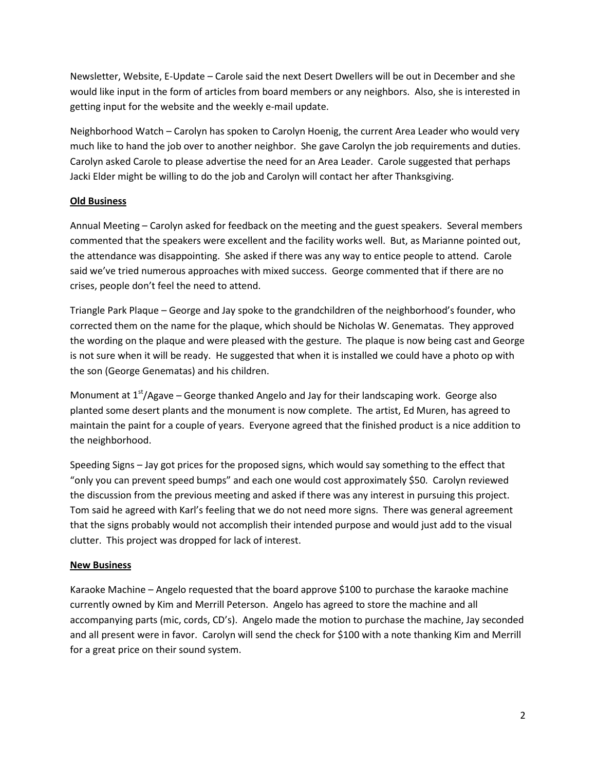Newsletter, Website, E-Update – Carole said the next Desert Dwellers will be out in December and she would like input in the form of articles from board members or any neighbors. Also, she is interested in getting input for the website and the weekly e-mail update.

Neighborhood Watch – Carolyn has spoken to Carolyn Hoenig, the current Area Leader who would very much like to hand the job over to another neighbor. She gave Carolyn the job requirements and duties. Carolyn asked Carole to please advertise the need for an Area Leader. Carole suggested that perhaps Jacki Elder might be willing to do the job and Carolyn will contact her after Thanksgiving.

**Old Business**

Annual Meeting – Carolyn asked for feedback on the meeting and the guest speakers. Several members commented that the speakers were excellent and the facility works well. But, as Marianne pointed out, the attendance was disappointing. She asked if there was any way to entice people to attend. Carole said we've tried numerous approaches with mixed success. George commented that if there are no crises, people don't feel the need to attend.

Triangle Park Plaque – George and Jay spoke to the grandchildren of the neighborhood's founder, who corrected them on the name for the plaque, which should be Nicholas W. Genematas. They approved the wording on the plaque and were pleased with the gesture. The plaque is now being cast and George is not sure when it will be ready. He suggested that when it is installed we could have a photo op with the son (George Genematas) and his children.

Monument at 1st/Agave – George thanked Angelo and Jay for their landscaping work. George also planted some desert plants and the monument is now complete. The artist, Ed Muren, has agreed to maintain the paint for a couple of years. Everyone agreed that the finished product is a nice addition to the neighborhood.

Speeding Signs – Jay got prices for the proposed signs, which would say something to the effect that "only you can prevent speed bumps" and each one would cost approximately $50. Carolyn reviewed the discussion from the previous meeting and asked if there was any interest in pursuing this project. Tom said he agreed with Karl's feeling that we do not need more signs. There was general agreement that the signs probably would not accomplish their intended purpose and would just add to the visual clutter. This project was dropped for lack of interest.

**New Business**

Karaoke Machine – Angelo requested that the board approve $100 to purchase the karaoke machine currently owned by Kim and Merrill Peterson. Angelo has agreed to store the machine and all accompanying parts (mic, cords, CD's). Angelo made the motion to purchase the machine, Jay seconded and all present were in favor. Carolyn will send the check for $100 with a note thanking Kim and Merrill for a great price on their sound system.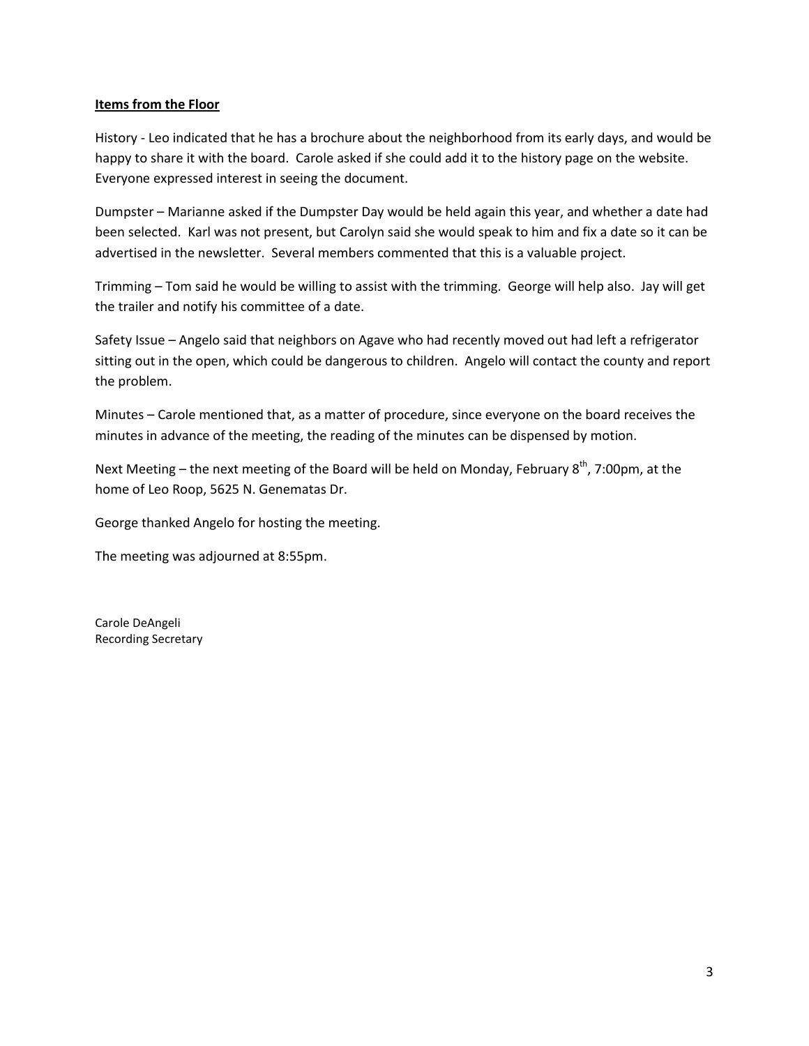**Items from the Floor**

History - Leo indicated that he has a brochure about the neighborhood from its early days, and would be happy to share it with the board. Carole asked if she could add it to the history page on the website. Everyone expressed interest in seeing the document.

Dumpster – Marianne asked if the Dumpster Day would be held again this year, and whether a date had been selected. Karl was not present, but Carolyn said she would speak to him and fix a date so it can be advertised in the newsletter. Several members commented that this is a valuable project.

Trimming – Tom said he would be willing to assist with the trimming. George will help also. Jay will get the trailer and notify his committee of a date.

Safety Issue – Angelo said that neighbors on Agave who had recently moved out had left a refrigerator sitting out in the open, which could be dangerous to children. Angelo will contact the county and report the problem.

Minutes – Carole mentioned that, as a matter of procedure, since everyone on the board receives the minutes in advance of the meeting, the reading of the minutes can be dispensed by motion.

Next Meeting – the next meeting of the Board will be held on Monday, February 8th, 7:00pm, at the home of Leo Roop, 5625 N. Genematas Dr.

George thanked Angelo for hosting the meeting.

The meeting was adjourned at 8:55pm.

Carole DeAngeli
Recording Secretary